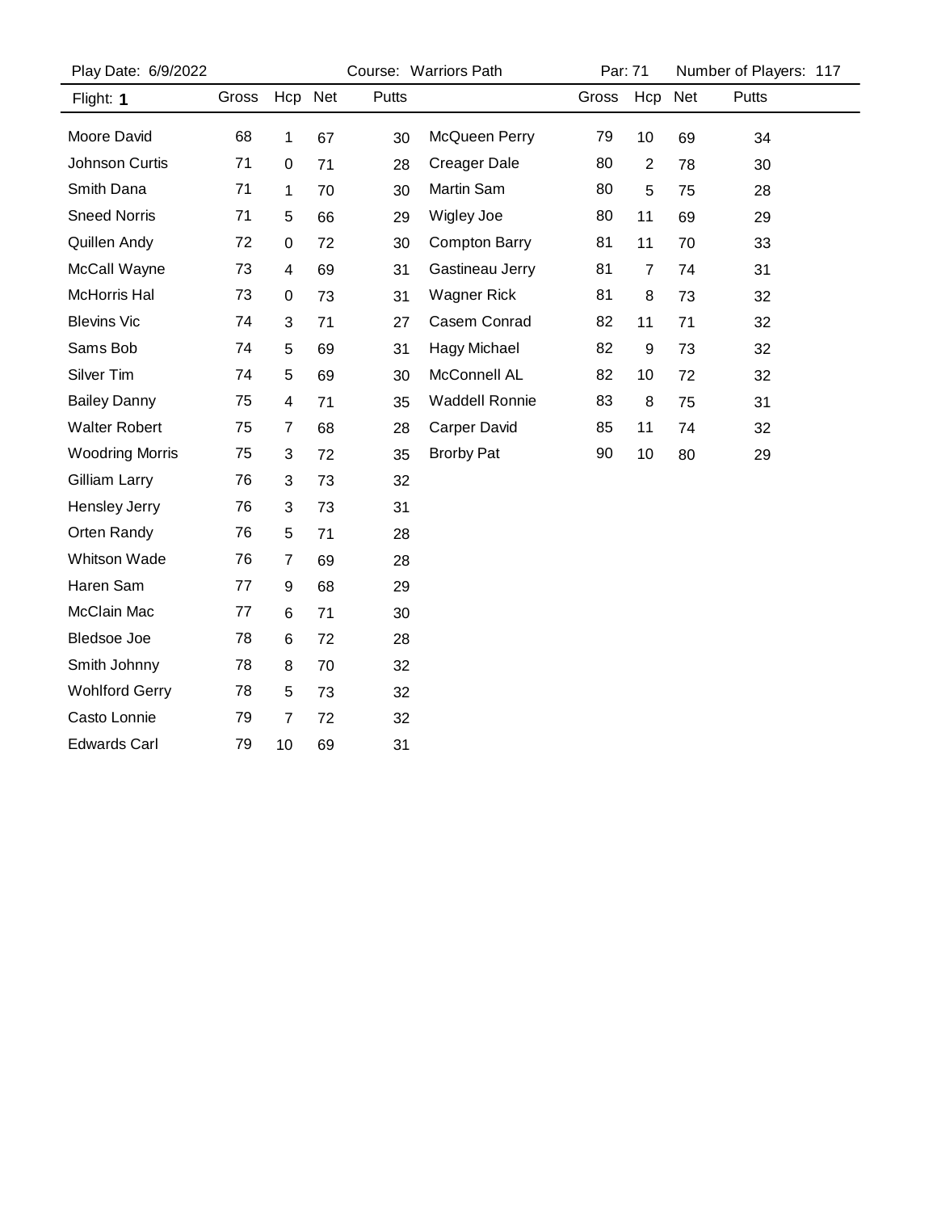Play Date: 6/9/2022 | Course: Warriors Path | Par: 71 | Number of Players: 117

Flight: **1**

| Name | Gross | Hcp | Net | Putts |
|---|---|---|---|---|
| Moore David | 68 | 1 | 67 | 30 |
| Johnson Curtis | 71 | 0 | 71 | 28 |
| Smith Dana | 71 | 1 | 70 | 30 |
| Sneed Norris | 71 | 5 | 66 | 29 |
| Quillen Andy | 72 | 0 | 72 | 30 |
| McCall Wayne | 73 | 4 | 69 | 31 |
| McHorris Hal | 73 | 0 | 73 | 31 |
| Blevins Vic | 74 | 3 | 71 | 27 |
| Sams Bob | 74 | 5 | 69 | 31 |
| Silver Tim | 74 | 5 | 69 | 30 |
| Bailey Danny | 75 | 4 | 71 | 35 |
| Walter Robert | 75 | 7 | 68 | 28 |
| Woodring Morris | 75 | 3 | 72 | 35 |
| Gilliam Larry | 76 | 3 | 73 | 32 |
| Hensley Jerry | 76 | 3 | 73 | 31 |
| Orten Randy | 76 | 5 | 71 | 28 |
| Whitson Wade | 76 | 7 | 69 | 28 |
| Haren Sam | 77 | 9 | 68 | 29 |
| McClain Mac | 77 | 6 | 71 | 30 |
| Bledsoe Joe | 78 | 6 | 72 | 28 |
| Smith Johnny | 78 | 8 | 70 | 32 |
| Wohlford Gerry | 78 | 5 | 73 | 32 |
| Casto Lonnie | 79 | 7 | 72 | 32 |
| Edwards Carl | 79 | 10 | 69 | 31 |
| McQueen Perry | 79 | 10 | 69 | 34 |
| Creager Dale | 80 | 2 | 78 | 30 |
| Martin Sam | 80 | 5 | 75 | 28 |
| Wigley Joe | 80 | 11 | 69 | 29 |
| Compton Barry | 81 | 11 | 70 | 33 |
| Gastineau Jerry | 81 | 7 | 74 | 31 |
| Wagner Rick | 81 | 8 | 73 | 32 |
| Casem Conrad | 82 | 11 | 71 | 32 |
| Hagy Michael | 82 | 9 | 73 | 32 |
| McConnell AL | 82 | 10 | 72 | 32 |
| Waddell Ronnie | 83 | 8 | 75 | 31 |
| Carper David | 85 | 11 | 74 | 32 |
| Brorby Pat | 90 | 10 | 80 | 29 |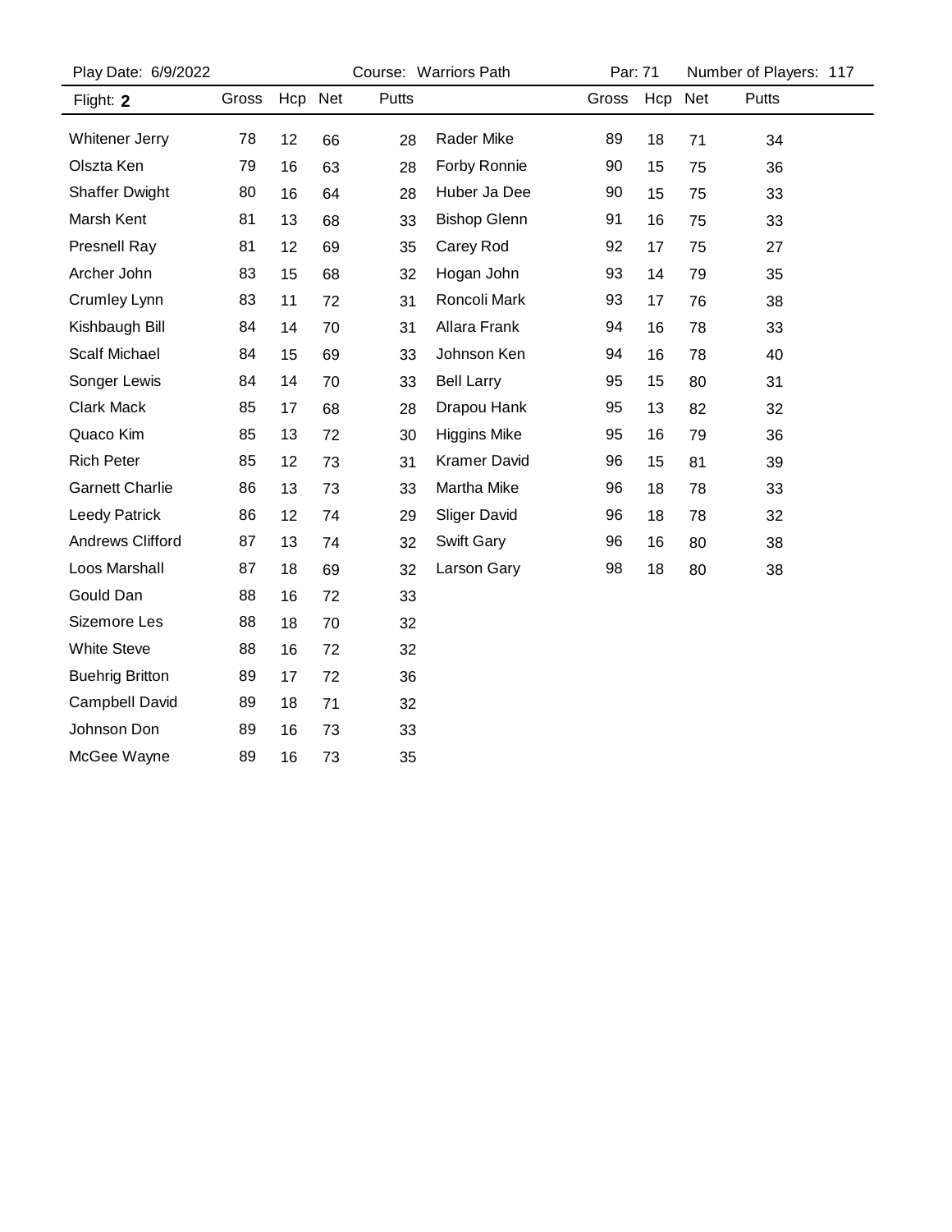Play Date: 6/9/2022 | Course: Warriors Path | Par: 71 | Number of Players: 117

Flight: **2**

| Name | Gross | Hcp | Net | Putts |
|---|---|---|---|---|
| Whitener Jerry | 78 | 12 | 66 | 28 |
| Olszta Ken | 79 | 16 | 63 | 28 |
| Shaffer Dwight | 80 | 16 | 64 | 28 |
| Marsh Kent | 81 | 13 | 68 | 33 |
| Presnell Ray | 81 | 12 | 69 | 35 |
| Archer John | 83 | 15 | 68 | 32 |
| Crumley Lynn | 83 | 11 | 72 | 31 |
| Kishbaugh Bill | 84 | 14 | 70 | 31 |
| Scalf Michael | 84 | 15 | 69 | 33 |
| Songer Lewis | 84 | 14 | 70 | 33 |
| Clark Mack | 85 | 17 | 68 | 28 |
| Quaco Kim | 85 | 13 | 72 | 30 |
| Rich Peter | 85 | 12 | 73 | 31 |
| Garnett Charlie | 86 | 13 | 73 | 33 |
| Leedy Patrick | 86 | 12 | 74 | 29 |
| Andrews Clifford | 87 | 13 | 74 | 32 |
| Loos Marshall | 87 | 18 | 69 | 32 |
| Gould Dan | 88 | 16 | 72 | 33 |
| Sizemore Les | 88 | 18 | 70 | 32 |
| White Steve | 88 | 16 | 72 | 32 |
| Buehrig Britton | 89 | 17 | 72 | 36 |
| Campbell David | 89 | 18 | 71 | 32 |
| Johnson Don | 89 | 16 | 73 | 33 |
| McGee Wayne | 89 | 16 | 73 | 35 |
| Rader Mike | 89 | 18 | 71 | 34 |
| Forby Ronnie | 90 | 15 | 75 | 36 |
| Huber Ja Dee | 90 | 15 | 75 | 33 |
| Bishop Glenn | 91 | 16 | 75 | 33 |
| Carey Rod | 92 | 17 | 75 | 27 |
| Hogan John | 93 | 14 | 79 | 35 |
| Roncoli Mark | 93 | 17 | 76 | 38 |
| Allara Frank | 94 | 16 | 78 | 33 |
| Johnson Ken | 94 | 16 | 78 | 40 |
| Bell Larry | 95 | 15 | 80 | 31 |
| Drapou Hank | 95 | 13 | 82 | 32 |
| Higgins Mike | 95 | 16 | 79 | 36 |
| Kramer David | 96 | 15 | 81 | 39 |
| Martha Mike | 96 | 18 | 78 | 33 |
| Sliger David | 96 | 18 | 78 | 32 |
| Swift Gary | 96 | 16 | 80 | 38 |
| Larson Gary | 98 | 18 | 80 | 38 |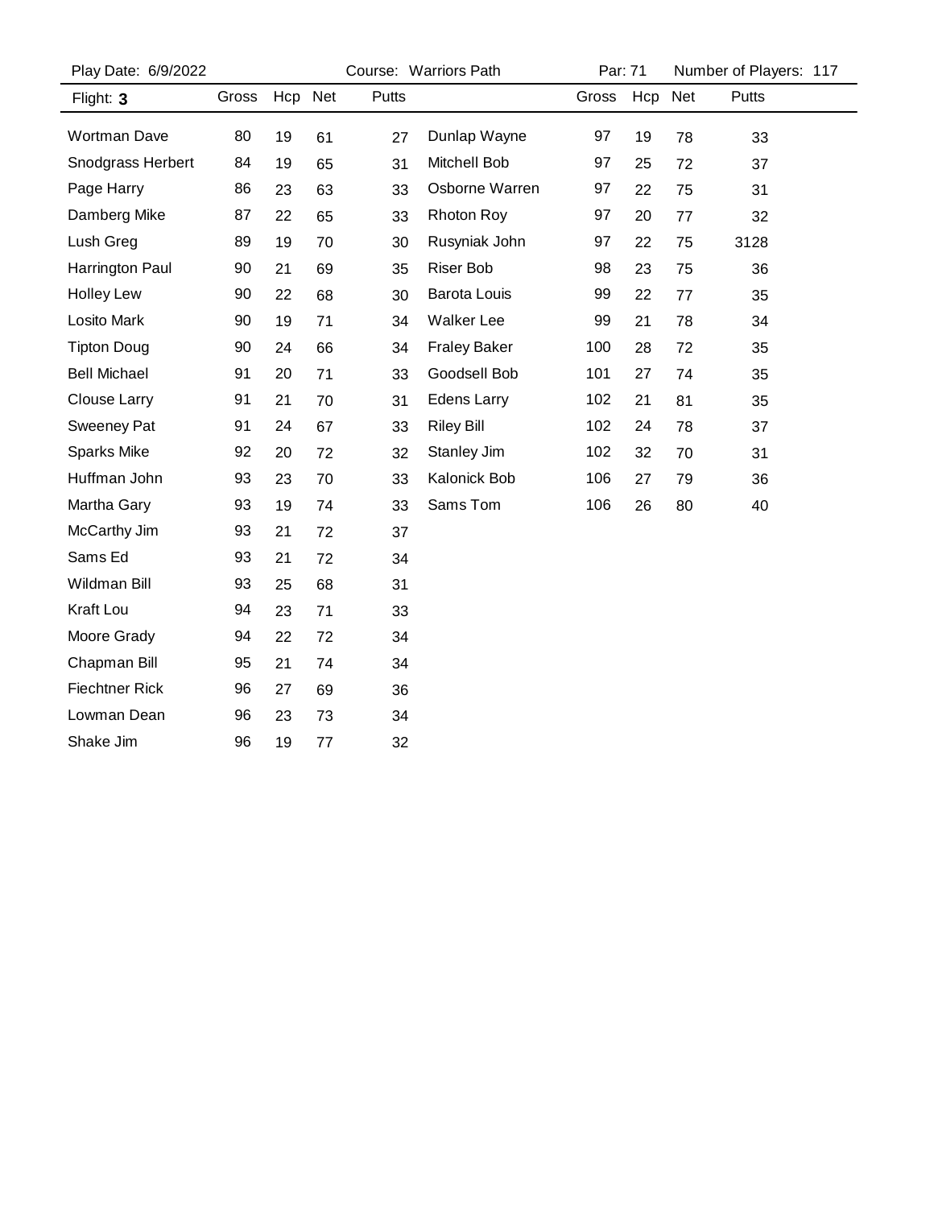Play Date: 6/9/2022 Course: Warriors Path Par: 71 Number of Players: 117

| Flight: **3** | Gross | Hcp | Net | Putts | | Gross | Hcp | Net | Putts |
|---|---|---|---|---|---|---|---|---|---|
| Wortman Dave | 80 | 19 | 61 | 27 | Dunlap Wayne | 97 | 19 | 78 | 33 |
| Snodgrass Herbert | 84 | 19 | 65 | 31 | Mitchell Bob | 97 | 25 | 72 | 37 |
| Page Harry | 86 | 23 | 63 | 33 | Osborne Warren | 97 | 22 | 75 | 31 |
| Damberg Mike | 87 | 22 | 65 | 33 | Rhoton Roy | 97 | 20 | 77 | 32 |
| Lush Greg | 89 | 19 | 70 | 30 | Rusyniak John | 97 | 22 | 75 | 3128 |
| Harrington Paul | 90 | 21 | 69 | 35 | Riser Bob | 98 | 23 | 75 | 36 |
| Holley Lew | 90 | 22 | 68 | 30 | Barota Louis | 99 | 22 | 77 | 35 |
| Losito Mark | 90 | 19 | 71 | 34 | Walker Lee | 99 | 21 | 78 | 34 |
| Tipton Doug | 90 | 24 | 66 | 34 | Fraley Baker | 100 | 28 | 72 | 35 |
| Bell Michael | 91 | 20 | 71 | 33 | Goodsell Bob | 101 | 27 | 74 | 35 |
| Clouse Larry | 91 | 21 | 70 | 31 | Edens Larry | 102 | 21 | 81 | 35 |
| Sweeney Pat | 91 | 24 | 67 | 33 | Riley Bill | 102 | 24 | 78 | 37 |
| Sparks Mike | 92 | 20 | 72 | 32 | Stanley Jim | 102 | 32 | 70 | 31 |
| Huffman John | 93 | 23 | 70 | 33 | Kalonick Bob | 106 | 27 | 79 | 36 |
| Martha Gary | 93 | 19 | 74 | 33 | Sams Tom | 106 | 26 | 80 | 40 |
| McCarthy Jim | 93 | 21 | 72 | 37 | | | | | |
| Sams Ed | 93 | 21 | 72 | 34 | | | | | |
| Wildman Bill | 93 | 25 | 68 | 31 | | | | | |
| Kraft Lou | 94 | 23 | 71 | 33 | | | | | |
| Moore Grady | 94 | 22 | 72 | 34 | | | | | |
| Chapman Bill | 95 | 21 | 74 | 34 | | | | | |
| Fiechtner Rick | 96 | 27 | 69 | 36 | | | | | |
| Lowman Dean | 96 | 23 | 73 | 34 | | | | | |
| Shake Jim | 96 | 19 | 77 | 32 | | | | | |